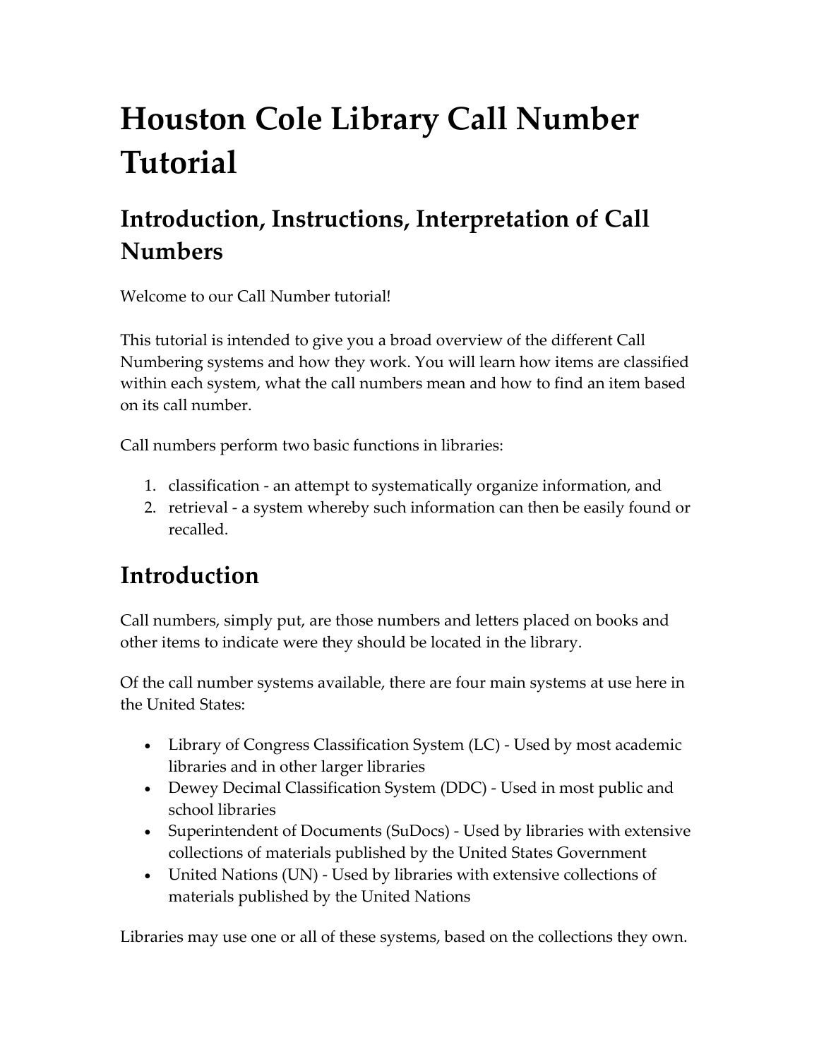# Houston Cole Library Call Number Tutorial

## Introduction, Instructions, Interpretation of Call Numbers

Welcome to our Call Number tutorial!

This tutorial is intended to give you a broad overview of the different Call Numbering systems and how they work. You will learn how items are classified within each system, what the call numbers mean and how to find an item based on its call number.

Call numbers perform two basic functions in libraries:

1. classification - an attempt to systematically organize information, and
2. retrieval - a system whereby such information can then be easily found or recalled.

## Introduction

Call numbers, simply put, are those numbers and letters placed on books and other items to indicate were they should be located in the library.

Of the call number systems available, there are four main systems at use here in the United States:

- Library of Congress Classification System (LC) - Used by most academic libraries and in other larger libraries
- Dewey Decimal Classification System (DDC) - Used in most public and school libraries
- Superintendent of Documents (SuDocs) - Used by libraries with extensive collections of materials published by the United States Government
- United Nations (UN) - Used by libraries with extensive collections of materials published by the United Nations

Libraries may use one or all of these systems, based on the collections they own.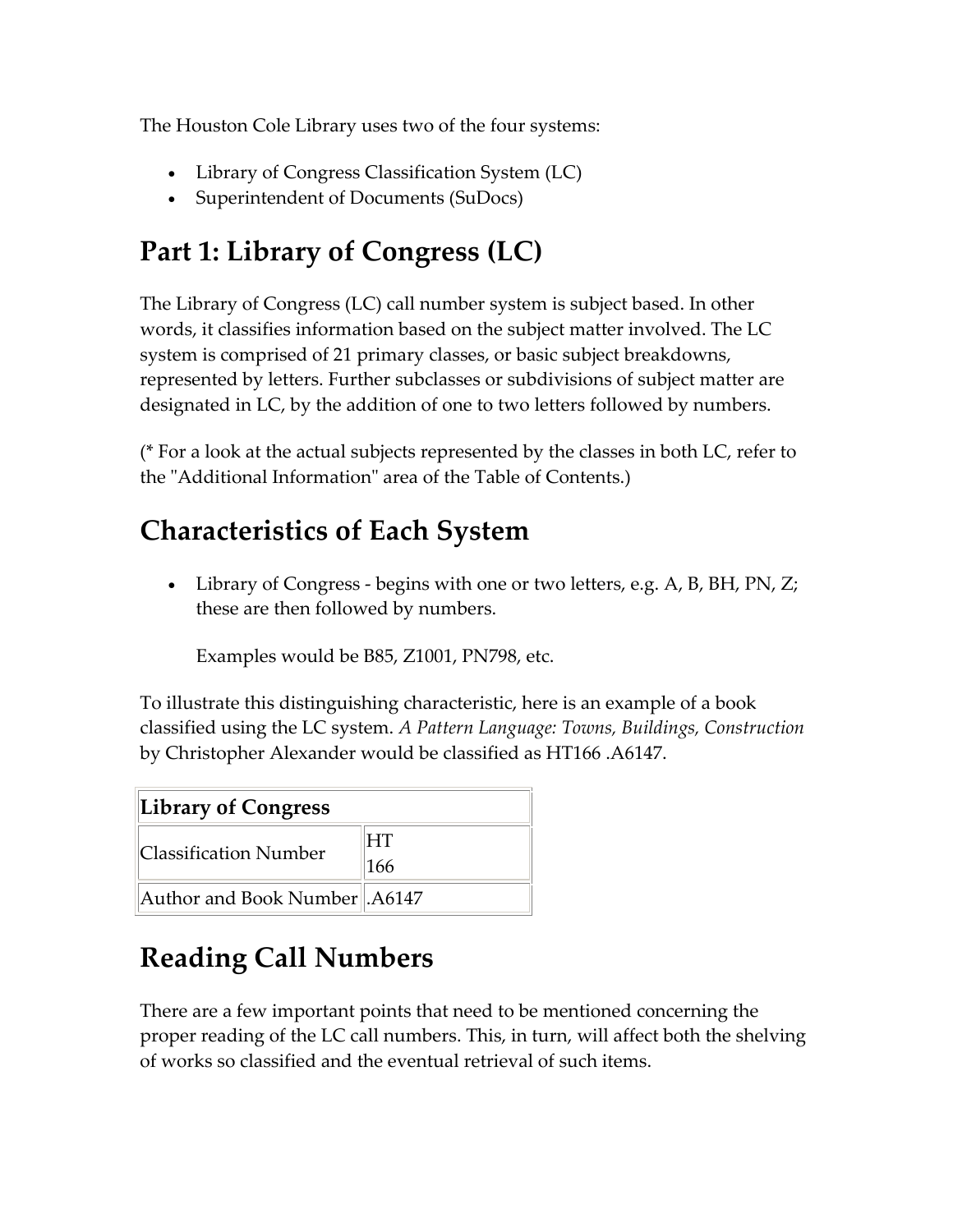The Houston Cole Library uses two of the four systems:

- Library of Congress Classification System (LC)
- Superintendent of Documents (SuDocs)

## Part 1: Library of Congress (LC)

The Library of Congress (LC) call number system is subject based. In other words, it classifies information based on the subject matter involved. The LC system is comprised of 21 primary classes, or basic subject breakdowns, represented by letters. Further subclasses or subdivisions of subject matter are designated in LC, by the addition of one to two letters followed by numbers.

(* For a look at the actual subjects represented by the classes in both LC, refer to the "Additional Information" area of the Table of Contents.)

## Characteristics of Each System

- Library of Congress - begins with one or two letters, e.g. A, B, BH, PN, Z; these are then followed by numbers.

  Examples would be B85, Z1001, PN798, etc.

To illustrate this distinguishing characteristic, here is an example of a book classified using the LC system. *A Pattern Language: Towns, Buildings, Construction* by Christopher Alexander would be classified as HT166 .A6147.

| **Library of Congress** | |
|---|---|
| Classification Number | HT<br>166 |
| Author and Book Number | .A6147 |

## Reading Call Numbers

There are a few important points that need to be mentioned concerning the proper reading of the LC call numbers. This, in turn, will affect both the shelving of works so classified and the eventual retrieval of such items.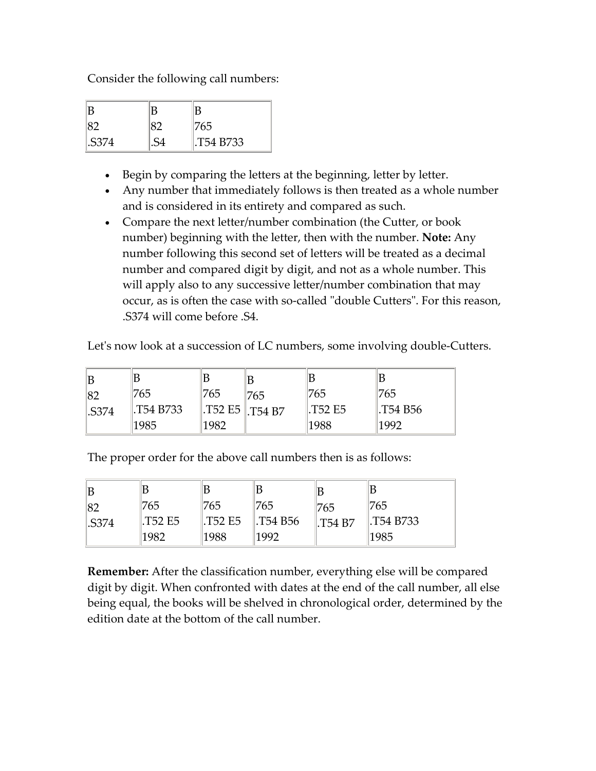Consider the following call numbers:

| B<br>82<br>.S374 | B<br>82<br>.S4 | B<br>765<br>.T54 B733 |
|---|---|---|

- Begin by comparing the letters at the beginning, letter by letter.
- Any number that immediately follows is then treated as a whole number and is considered in its entirety and compared as such.
- Compare the next letter/number combination (the Cutter, or book number) beginning with the letter, then with the number. **Note:** Any number following this second set of letters will be treated as a decimal number and compared digit by digit, and not as a whole number. This will apply also to any successive letter/number combination that may occur, as is often the case with so-called "double Cutters". For this reason, .S374 will come before .S4.

Let's now look at a succession of LC numbers, some involving double-Cutters.

| B<br>82<br>.S374 | B<br>765<br>.T54 B733<br>1985 | B<br>765<br>.T52 E5<br>1982 | B<br>765<br>.T54 B7 | B<br>765<br>.T52 E5<br>1988 | B<br>765<br>.T54 B56<br>1992 |
|---|---|---|---|---|---|

The proper order for the above call numbers then is as follows:

| B<br>82<br>.S374 | B<br>765<br>.T52 E5<br>1982 | B<br>765<br>.T52 E5<br>1988 | B<br>765<br>.T54 B56<br>1992 | B<br>765<br>.T54 B7 | B<br>765<br>.T54 B733<br>1985 |
|---|---|---|---|---|---|

**Remember:** After the classification number, everything else will be compared digit by digit. When confronted with dates at the end of the call number, all else being equal, the books will be shelved in chronological order, determined by the edition date at the bottom of the call number.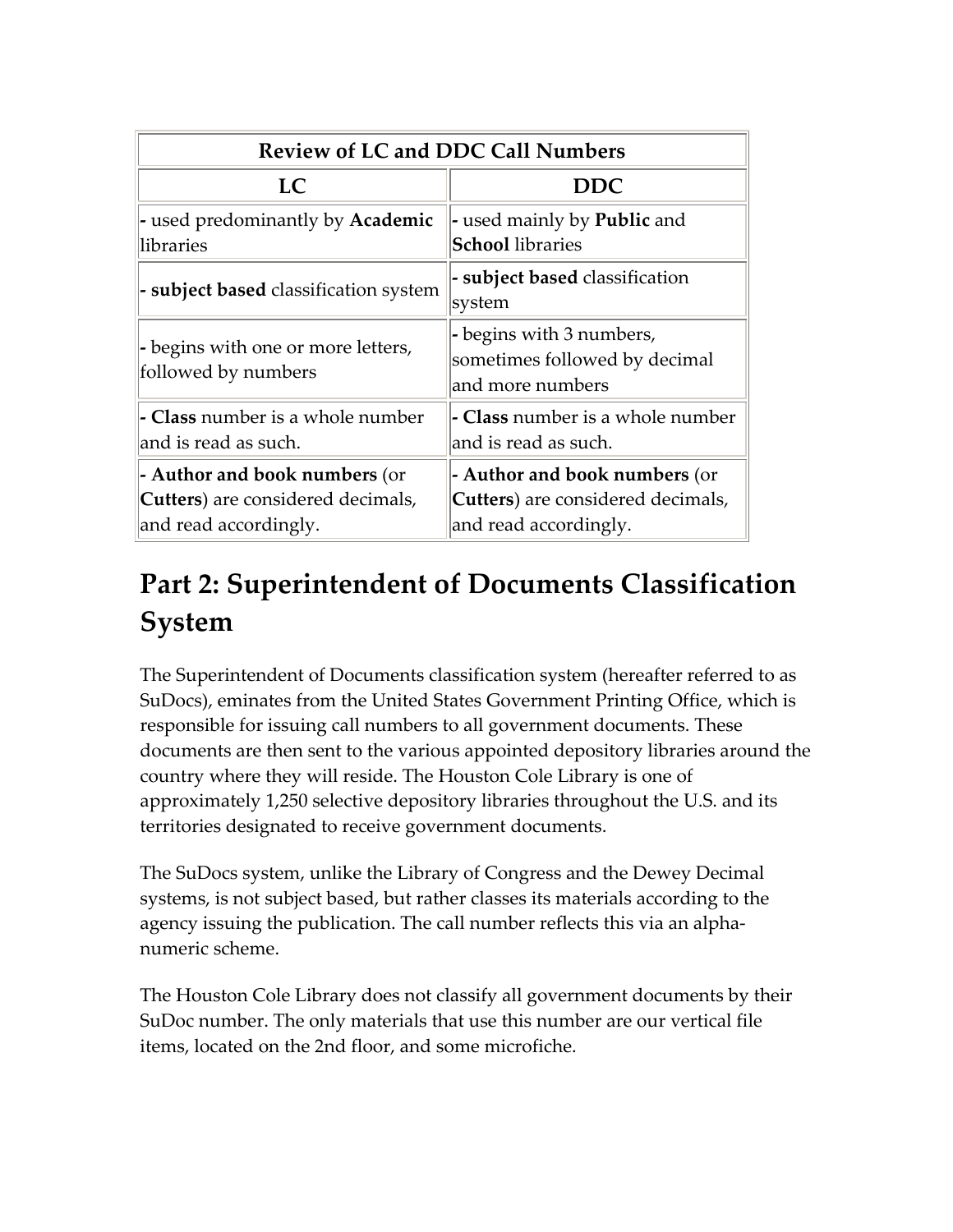| Review of LC and DDC Call Numbers | |
|---|---|
| **LC** | **DDC** |
| - used predominantly by **Academic** libraries | - used mainly by **Public** and **School** libraries |
| - **subject based** classification system | - **subject based** classification system |
| - begins with one or more letters, followed by numbers | - begins with 3 numbers, sometimes followed by decimal and more numbers |
| - **Class** number is a whole number and is read as such. | - **Class** number is a whole number and is read as such. |
| - **Author and book numbers** (or **Cutters**) are considered decimals, and read accordingly. | - **Author and book numbers** (or **Cutters**) are considered decimals, and read accordingly. |

## Part 2: Superintendent of Documents Classification System

The Superintendent of Documents classification system (hereafter referred to as SuDocs), eminates from the United States Government Printing Office, which is responsible for issuing call numbers to all government documents. These documents are then sent to the various appointed depository libraries around the country where they will reside. The Houston Cole Library is one of approximately 1,250 selective depository libraries throughout the U.S. and its territories designated to receive government documents.

The SuDocs system, unlike the Library of Congress and the Dewey Decimal systems, is not subject based, but rather classes its materials according to the agency issuing the publication. The call number reflects this via an alpha-numeric scheme.

The Houston Cole Library does not classify all government documents by their SuDoc number. The only materials that use this number are our vertical file items, located on the 2nd floor, and some microfiche.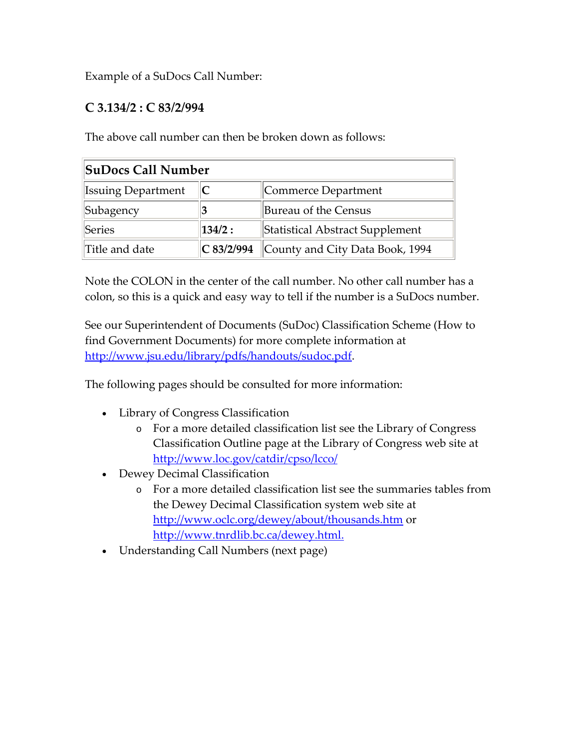Example of a SuDocs Call Number:

**C 3.134/2 : C 83/2/994**

The above call number can then be broken down as follows:

| SuDocs Call Number | | |
|---|---|---|
| Issuing Department | **C** | Commerce Department |
| Subagency | **3** | Bureau of the Census |
| Series | **134/2 :** | Statistical Abstract Supplement |
| Title and date | **C 83/2/994** | County and City Data Book, 1994 |

Note the COLON in the center of the call number. No other call number has a colon, so this is a quick and easy way to tell if the number is a SuDocs number.

See our Superintendent of Documents (SuDoc) Classification Scheme (How to find Government Documents) for more complete information at http://www.jsu.edu/library/pdfs/handouts/sudoc.pdf.

The following pages should be consulted for more information:

- Library of Congress Classification
  - For a more detailed classification list see the Library of Congress Classification Outline page at the Library of Congress web site at http://www.loc.gov/catdir/cpso/lcco/
- Dewey Decimal Classification
  - For a more detailed classification list see the summaries tables from the Dewey Decimal Classification system web site at http://www.oclc.org/dewey/about/thousands.htm or http://www.tnrdlib.bc.ca/dewey.html.
- Understanding Call Numbers (next page)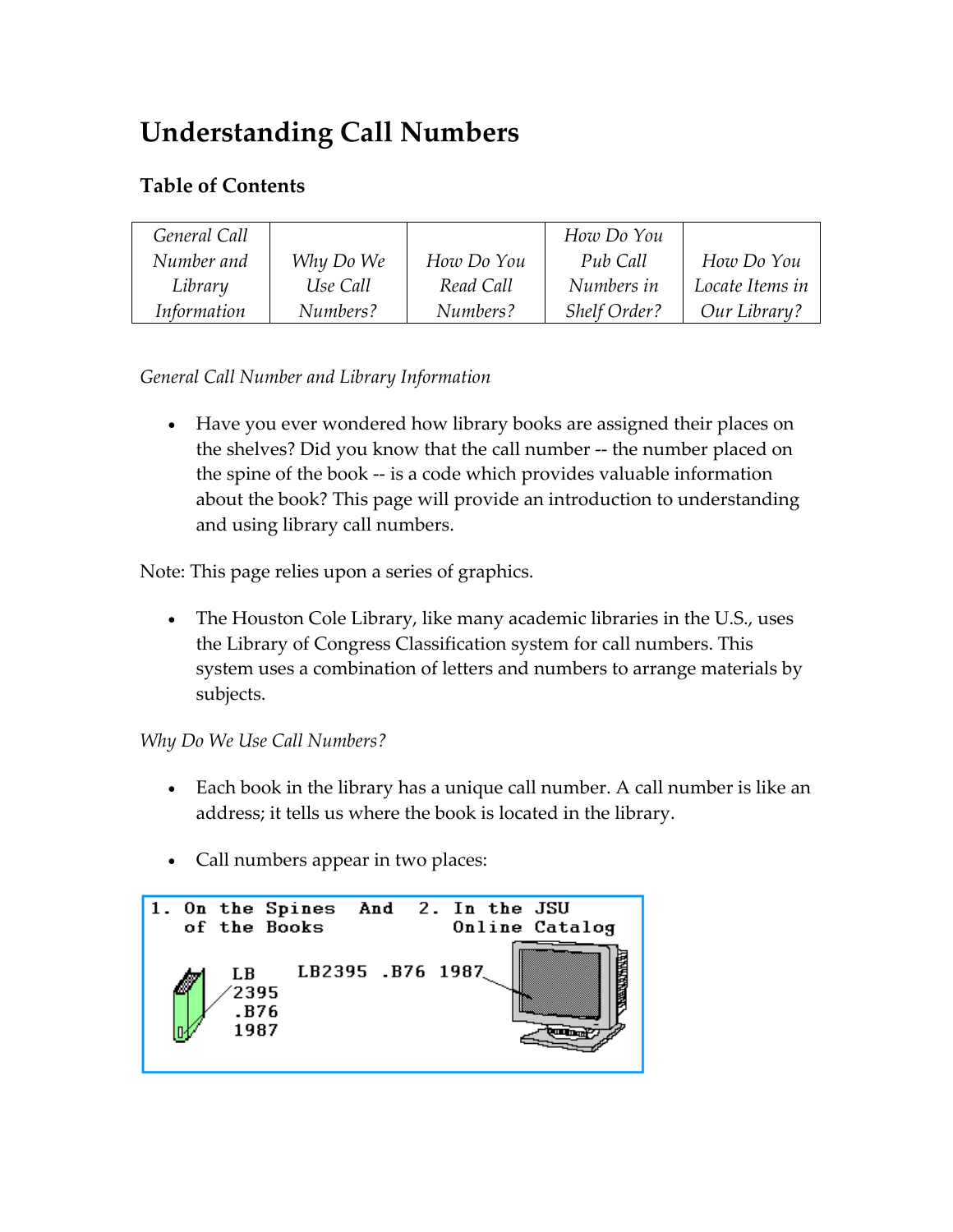# Understanding Call Numbers

## Table of Contents

| *General Call Number and Library Information* | *Why Do We Use Call Numbers?* | *How Do You Read Call Numbers?* | *How Do You Pub Call Numbers in Shelf Order?* | *How Do You Locate Items in Our Library?* |
|---|---|---|---|---|

*General Call Number and Library Information*

- Have you ever wondered how library books are assigned their places on the shelves? Did you know that the call number -- the number placed on the spine of the book -- is a code which provides valuable information about the book? This page will provide an introduction to understanding and using library call numbers.

Note: This page relies upon a series of graphics.

- The Houston Cole Library, like many academic libraries in the U.S., uses the Library of Congress Classification system for call numbers. This system uses a combination of letters and numbers to arrange materials by subjects.

*Why Do We Use Call Numbers?*

- Each book in the library has a unique call number. A call number is like an address; it tells us where the book is located in the library.

- Call numbers appear in two places:

1. On the Spines of the Books And 2. In the JSU Online Catalog

LB
2395
.B76
1987

LB2395 .B76 1987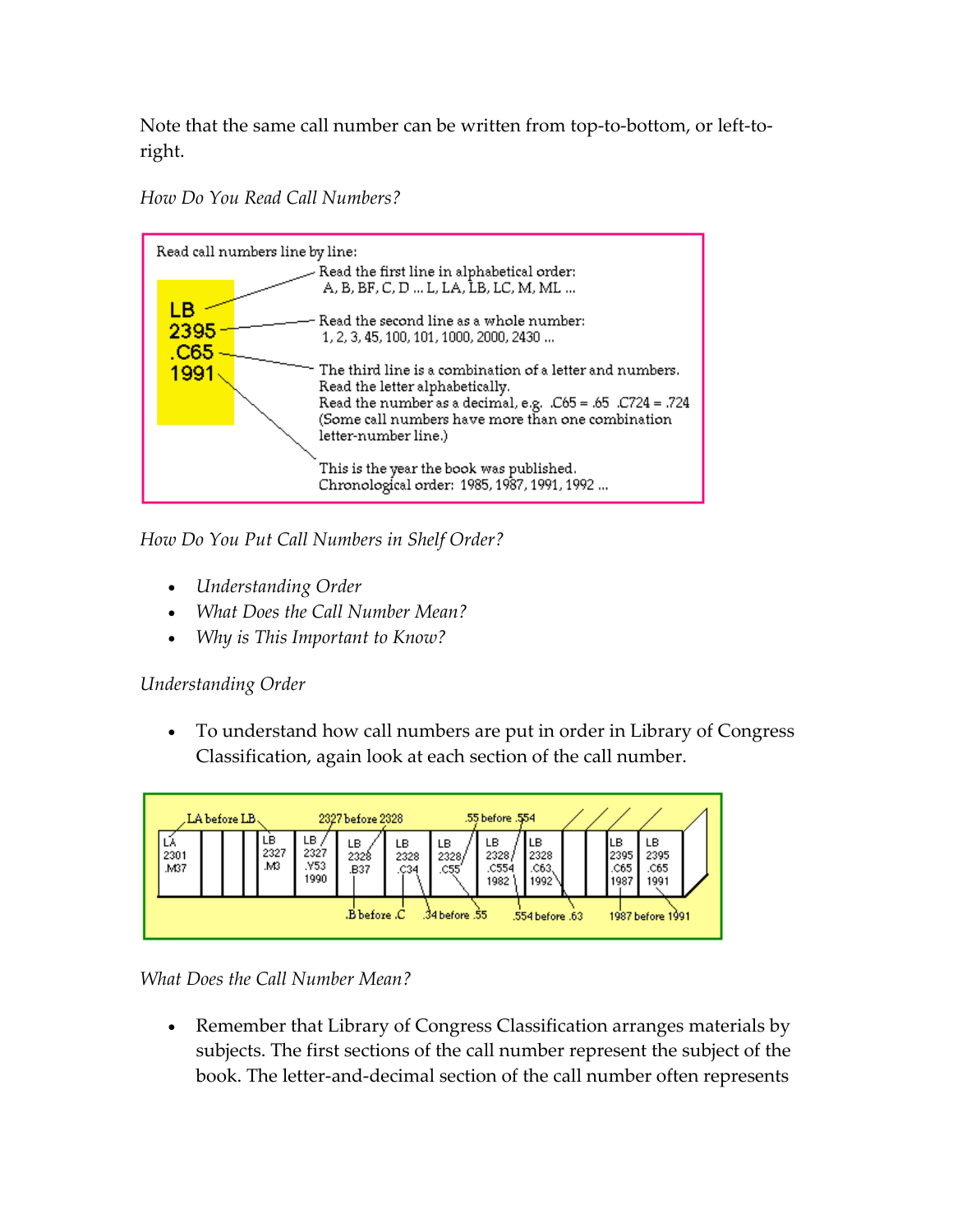Note that the same call number can be written from top-to-bottom, or left-to-right.

*How Do You Read Call Numbers?*

Read call numbers line by line:

LB
2395
.C65
1991

- LB — Read the first line in alphabetical order: A, B, BF, C, D ... L, LA, LB, LC, M, ML ...
- 2395 — Read the second line as a whole number: 1, 2, 3, 45, 100, 101, 1000, 2000, 2430 ...
- .C65 — The third line is a combination of a letter and numbers. Read the letter alphabetically. Read the number as a decimal, e.g. .C65 = .65 .C724 = .724 (Some call numbers have more than one combination letter-number line.)
- 1991 — This is the year the book was published. Chronological order: 1985, 1987, 1991, 1992 ...

*How Do You Put Call Numbers in Shelf Order?*

- *Understanding Order*
- *What Does the Call Number Mean?*
- *Why is This Important to Know?*

*Understanding Order*

- To understand how call numbers are put in order in Library of Congress Classification, again look at each section of the call number.

| LA 2301 .M37 | LB 2327 .M3 | LB 2327 .Y53 1990 | LB 2328 .B37 | LB 2328 .C34 | LB 2328 .C55 | LB 2328 .C554 1982 | LB 2328 .C63 1992 | LB 2395 .C65 1987 | LB 2395 .C65 1991 |
|---|---|---|---|---|---|---|---|---|---|

LA before LB; 2327 before 2328; .B before .C; .34 before .55; .55 before .554; .554 before .63; 1987 before 1991

*What Does the Call Number Mean?*

- Remember that Library of Congress Classification arranges materials by subjects. The first sections of the call number represent the subject of the book. The letter-and-decimal section of the call number often represents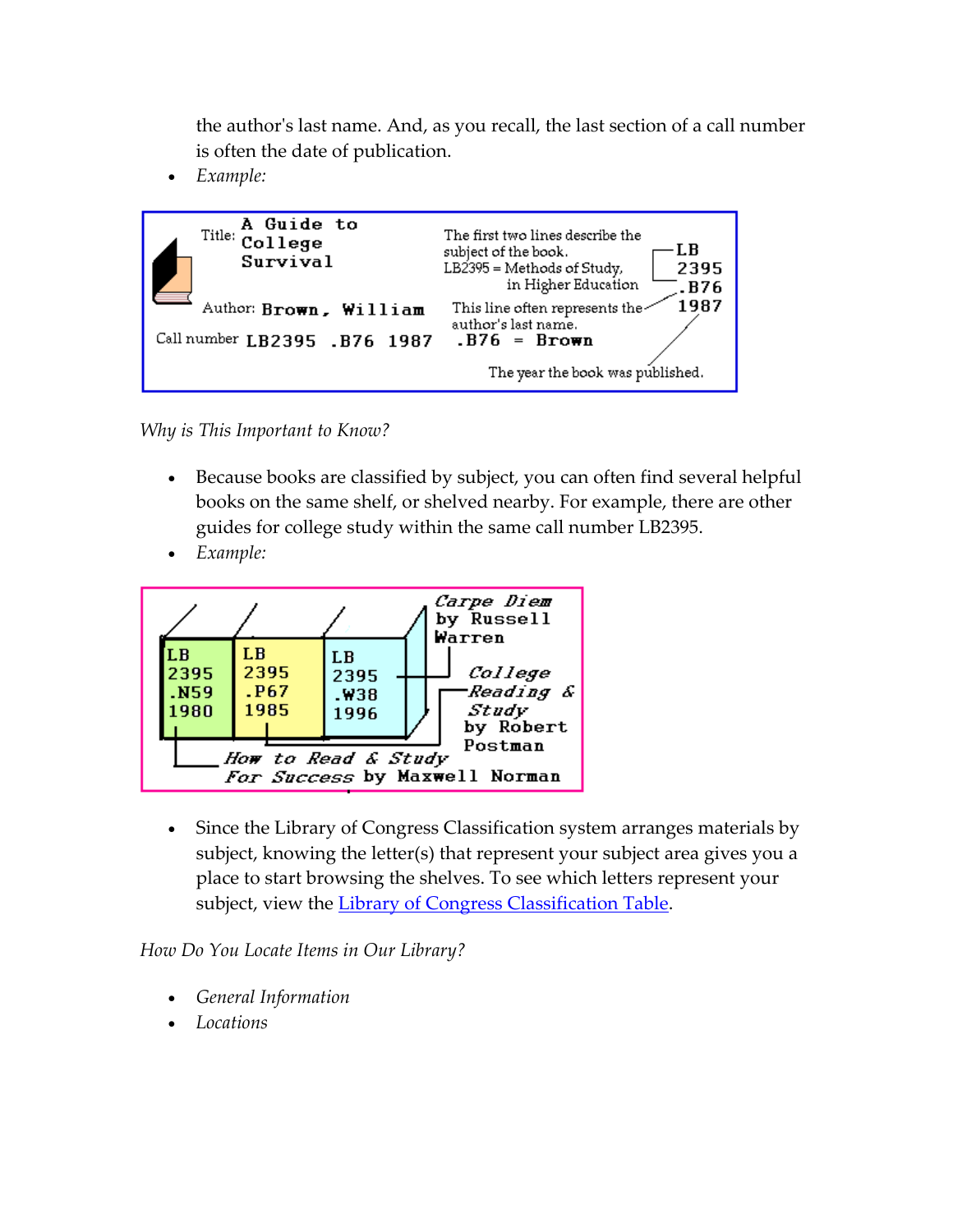the author's last name. And, as you recall, the last section of a call number is often the date of publication.

- *Example:*

Title: A Guide to College Survival

Author: Brown, William

Call number LB2395 .B76 1987

The first two lines describe the subject of the book. LB2395 = Methods of Study, in Higher Education

LB
2395
.B76
1987

This line often represents the author's last name. .B76 = Brown

The year the book was published.

*Why is This Important to Know?*

- Because books are classified by subject, you can often find several helpful books on the same shelf, or shelved nearby. For example, there are other guides for college study within the same call number LB2395.
- *Example:*

LB 2395 .N59 1980 — *How to Read & Study For Success* by Maxwell Norman

LB 2395 .P67 1985 — *College Reading & Study* by Robert Postman

LB 2395 .W38 1996 — *Carpe Diem* by Russell Warren

- Since the Library of Congress Classification system arranges materials by subject, knowing the letter(s) that represent your subject area gives you a place to start browsing the shelves. To see which letters represent your subject, view the Library of Congress Classification Table.

*How Do You Locate Items in Our Library?*

- *General Information*
- *Locations*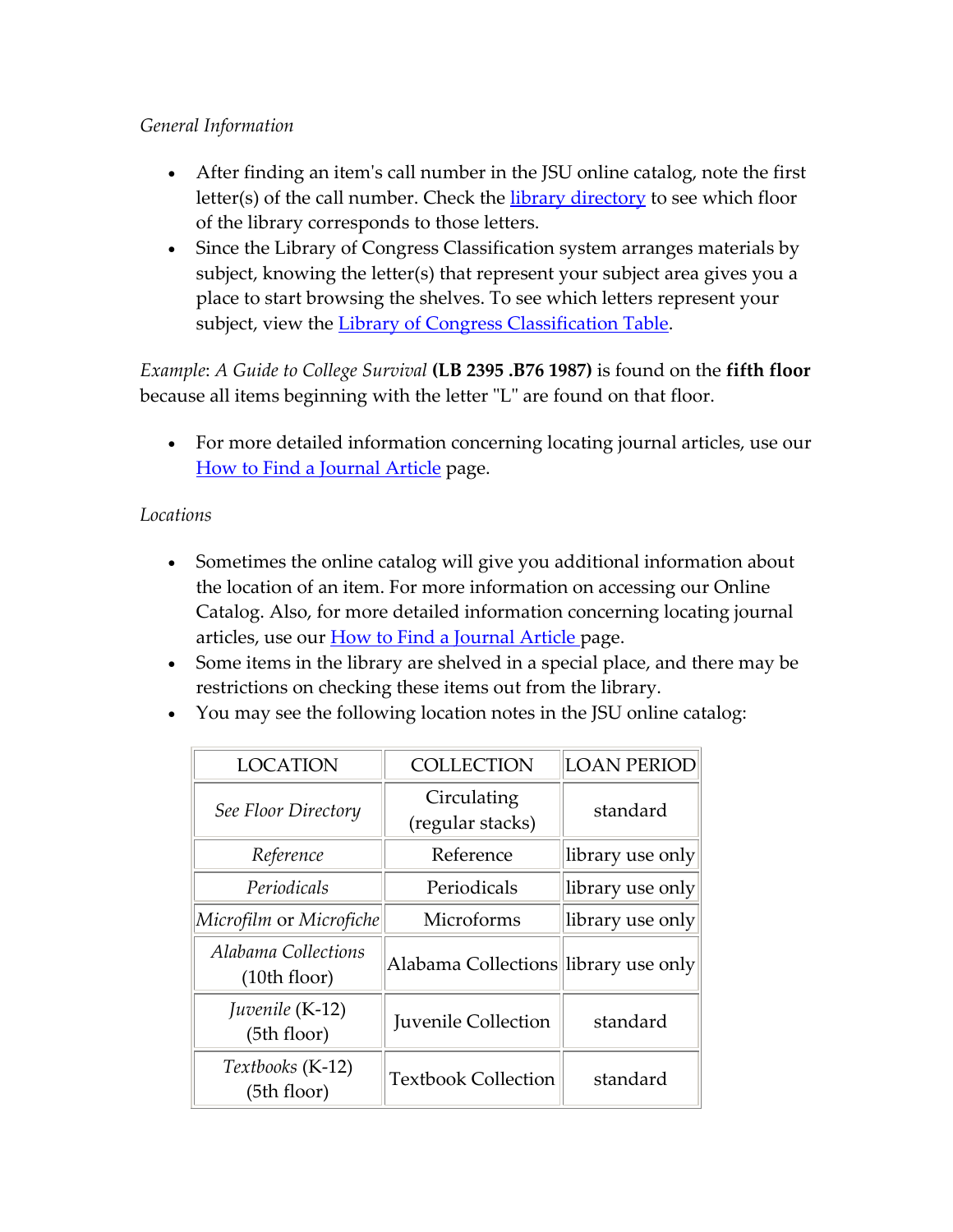*General Information*

- After finding an item's call number in the JSU online catalog, note the first letter(s) of the call number. Check the [library directory] to see which floor of the library corresponds to those letters.
- Since the Library of Congress Classification system arranges materials by subject, knowing the letter(s) that represent your subject area gives you a place to start browsing the shelves. To see which letters represent your subject, view the [Library of Congress Classification Table].

*Example*: *A Guide to College Survival* **(LB 2395 .B76 1987)** is found on the **fifth floor** because all items beginning with the letter "L" are found on that floor.

- For more detailed information concerning locating journal articles, use our [How to Find a Journal Article] page.

*Locations*

- Sometimes the online catalog will give you additional information about the location of an item. For more information on accessing our Online Catalog. Also, for more detailed information concerning locating journal articles, use our [How to Find a Journal Article] page.
- Some items in the library are shelved in a special place, and there may be restrictions on checking these items out from the library.
- You may see the following location notes in the JSU online catalog:

| LOCATION | COLLECTION | LOAN PERIOD |
| --- | --- | --- |
| *See Floor Directory* | Circulating (regular stacks) | standard |
| *Reference* | Reference | library use only |
| *Periodicals* | Periodicals | library use only |
| *Microfilm* or *Microfiche* | Microforms | library use only |
| *Alabama Collections* (10th floor) | Alabama Collections | library use only |
| *Juvenile* (K-12) (5th floor) | Juvenile Collection | standard |
| *Textbooks* (K-12) (5th floor) | Textbook Collection | standard |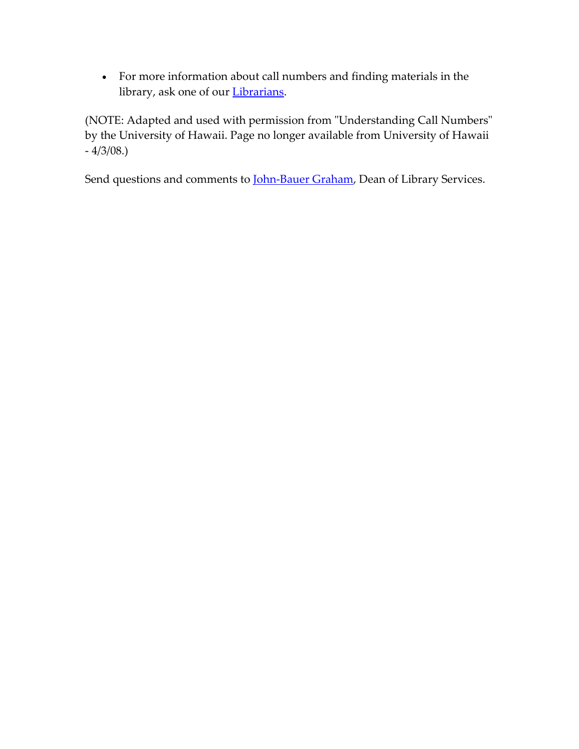- For more information about call numbers and finding materials in the library, ask one of our Librarians.

(NOTE: Adapted and used with permission from "Understanding Call Numbers" by the University of Hawaii. Page no longer available from University of Hawaii - 4/3/08.)

Send questions and comments to John-Bauer Graham, Dean of Library Services.